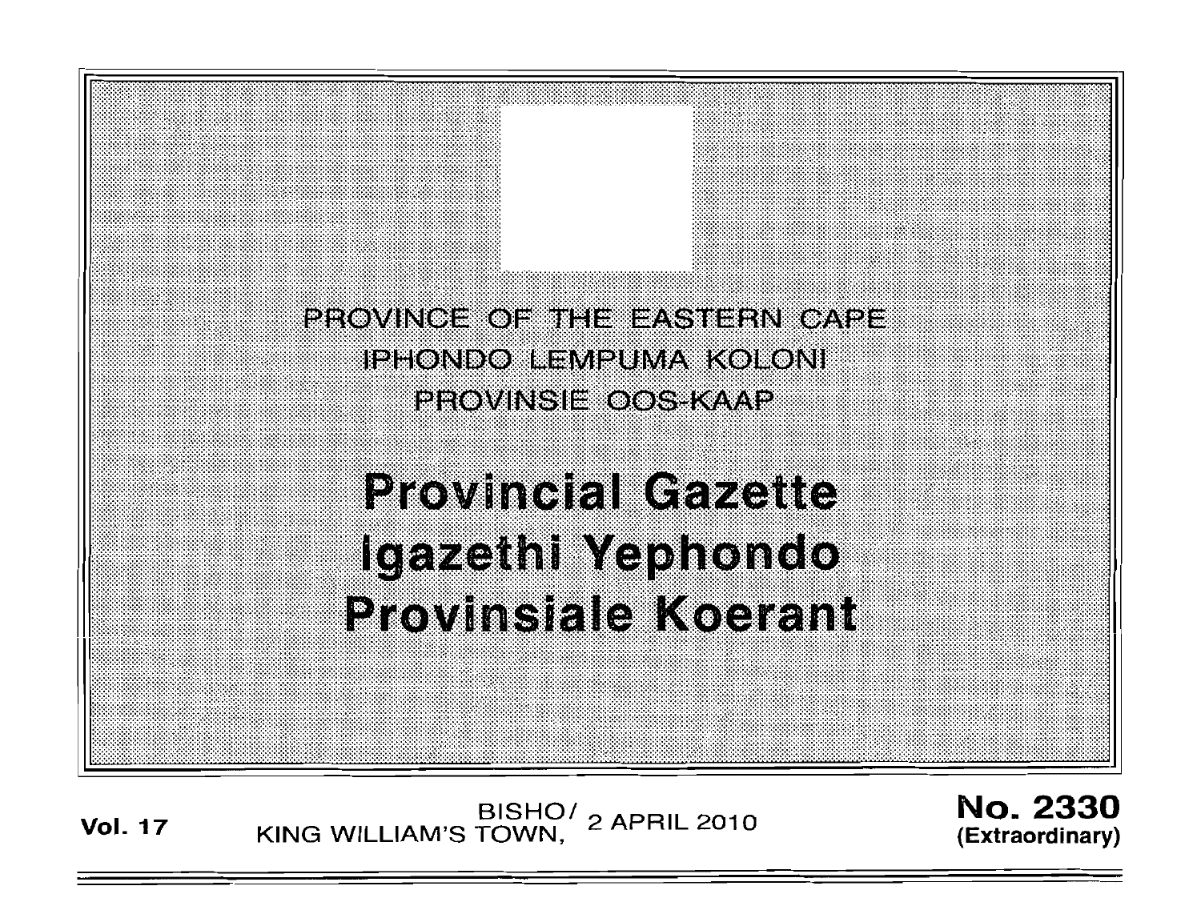PROVINCE OF THE EASTERN CAPE

IPHONDO LEMPUMA KOLONI

PROVINSIE OOS-KAAP

# Provincial Gazette
# Igazethi Yephondo
# Provinsiale Koerant

**Vol. 17** BISHO/ KING WILLIAM'S TOWN, 2 APRIL 2010 **No. 2330 (Extraordinary)**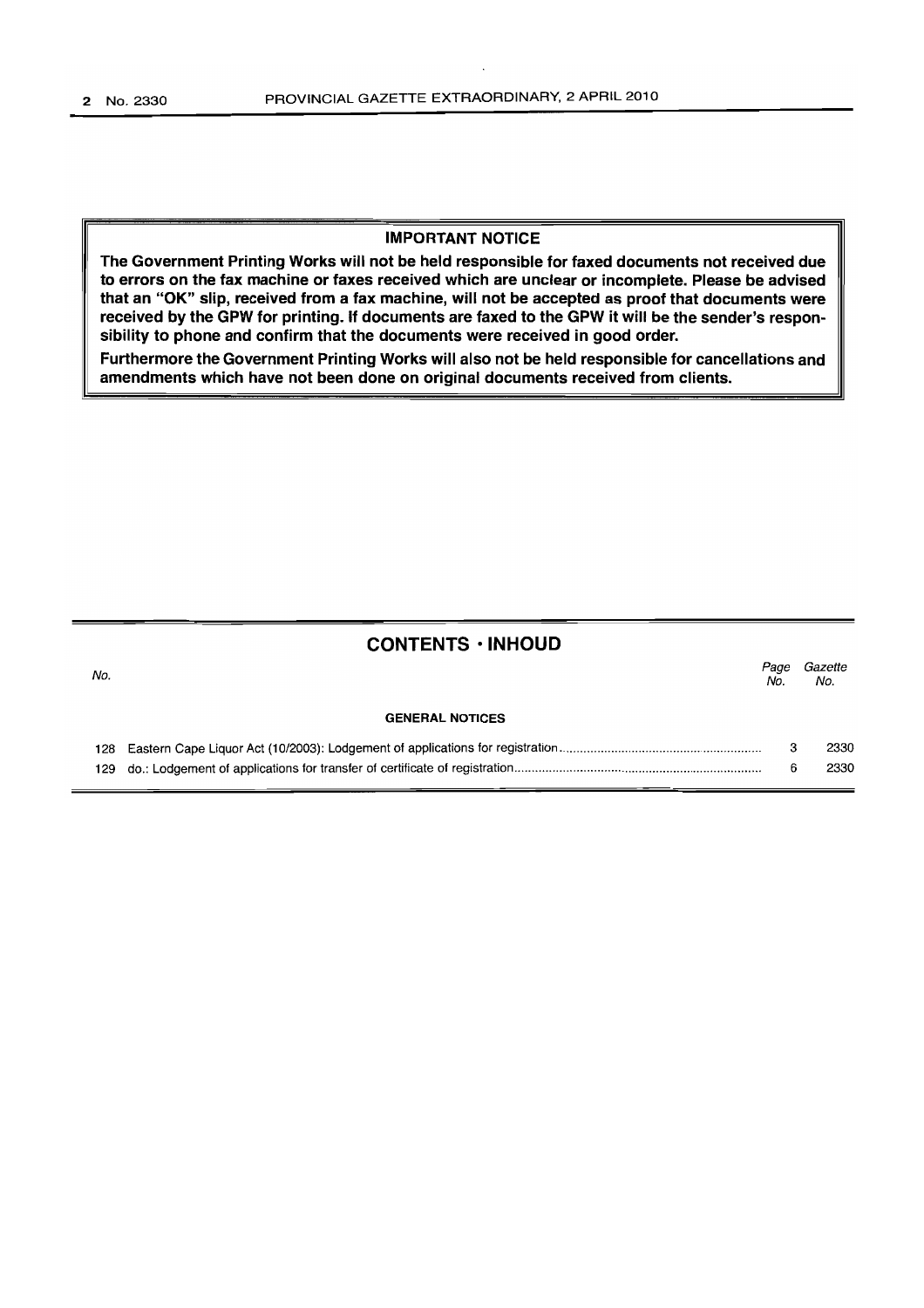**IMPORTANT NOTICE**

**The Government Printing Works will not be held responsible for faxed documents not received due to errors on the fax machine or faxes received which are unclear or incomplete. Please be advised that an "OK" slip, received from a fax machine, will not be accepted as proof that documents were received by the GPW for printing. If documents are faxed to the GPW it will be the sender's responsibility to phone and confirm that the documents were received in good order.**

**Furthermore the Government Printing Works will also not be held responsible for cancellations and amendments which have not been done on original documents received from clients.**

## CONTENTS · INHOUD

| *No.* | | *Page No.* | *Gazette No.* |
|---|---|---|---|
| | **GENERAL NOTICES** | | |
| 128 | Eastern Cape Liquor Act (10/2003): Lodgement of applications for registration | 3 | 2330 |
| 129 | do.: Lodgement of applications for transfer of certificate of registration | 6 | 2330 |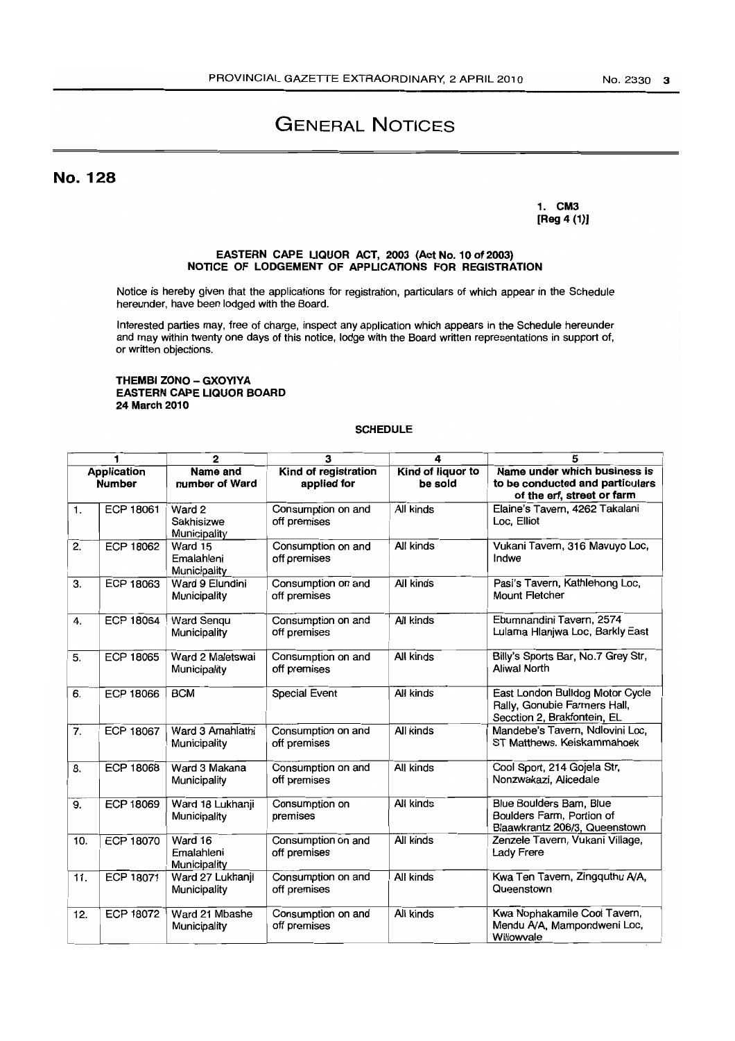# GENERAL NOTICES

## No. 128

**1. CM3**
**[Reg 4 (1)]**

**EASTERN CAPE LIQUOR ACT, 2003 (Act No. 10 of 2003)**
**NOTICE OF LODGEMENT OF APPLICATIONS FOR REGISTRATION**

Notice is hereby given that the applications for registration, particulars of which appear in the Schedule hereunder, have been lodged with the Board.

Interested parties may, free of charge, inspect any application which appears in the Schedule hereunder and may within twenty one days of this notice, lodge with the Board written representations in support of, or written objections.

**THEMBI ZONO – GXOYIYA**
**EASTERN CAPE LIQUOR BOARD**
**24 March 2010**

**SCHEDULE**

| 1 | | 2 | 3 | 4 | 5 |
|---|---|---|---|---|---|
| **Application Number** | | **Name and number of Ward** | **Kind of registration applied for** | **Kind of liquor to be sold** | **Name under which business is to be conducted and particulars of the erf, street or farm** |
| 1. | ECP 18061 | Ward 2 Sakhisizwe Municipality | Consumption on and off premises | All kinds | Elaine's Tavern, 4262 Takalani Loc, Elliot |
| 2. | ECP 18062 | Ward 15 Emalahleni Municipality | Consumption on and off premises | All kinds | Vukani Tavern, 316 Mavuyo Loc, Indwe |
| 3. | ECP 18063 | Ward 9 Elundini Municipality | Consumption on and off premises | All kinds | Pasi's Tavern, Kathlehong Loc, Mount Fletcher |
| 4. | ECP 18064 | Ward Senqu Municipality | Consumption on and off premises | All kinds | Ebumnandini Tavern, 2574 Lulama Hlanjwa Loc, Barkly East |
| 5. | ECP 18065 | Ward 2 Maletswai Municipality | Consumption on and off premises | All kinds | Billy's Sports Bar, No.7 Grey Str, Aliwal North |
| 6. | ECP 18066 | BCM | Special Event | All kinds | East London Bulldog Motor Cycle Rally, Gonubie Farmers Hall, Secction 2, Brakfontein, EL |
| 7. | ECP 18067 | Ward 3 Amahlathi Municipality | Consumption on and off premises | All kinds | Mandebe's Tavern, Ndlovini Loc, ST Matthews. Keiskammahoek |
| 8. | ECP 18068 | Ward 3 Makana Municipality | Consumption on and off premises | All kinds | Cool Sport, 214 Gojela Str, Nonzwakazi, Alicedale |
| 9. | ECP 18069 | Ward 18 Lukhanji Municipality | Consumption on premises | All kinds | Blue Boulders Barn, Blue Boulders Farm, Portion of Blaawkrantz 206/3, Queenstown |
| 10. | ECP 18070 | Ward 16 Emalahleni Municipality | Consumption on and off premises | All kinds | Zenzele Tavern, Vukani Village, Lady Frere |
| 11. | ECP 18071 | Ward 27 Lukhanji Municipality | Consumption on and off premises | All kinds | Kwa Ten Tavern, Zingquthu A/A, Queenstown |
| 12. | ECP 18072 | Ward 21 Mbashe Municipality | Consumption on and off premises | All kinds | Kwa Nophakamile Cool Tavern, Mendu A/A, Mampondweni Loc, Willowvale |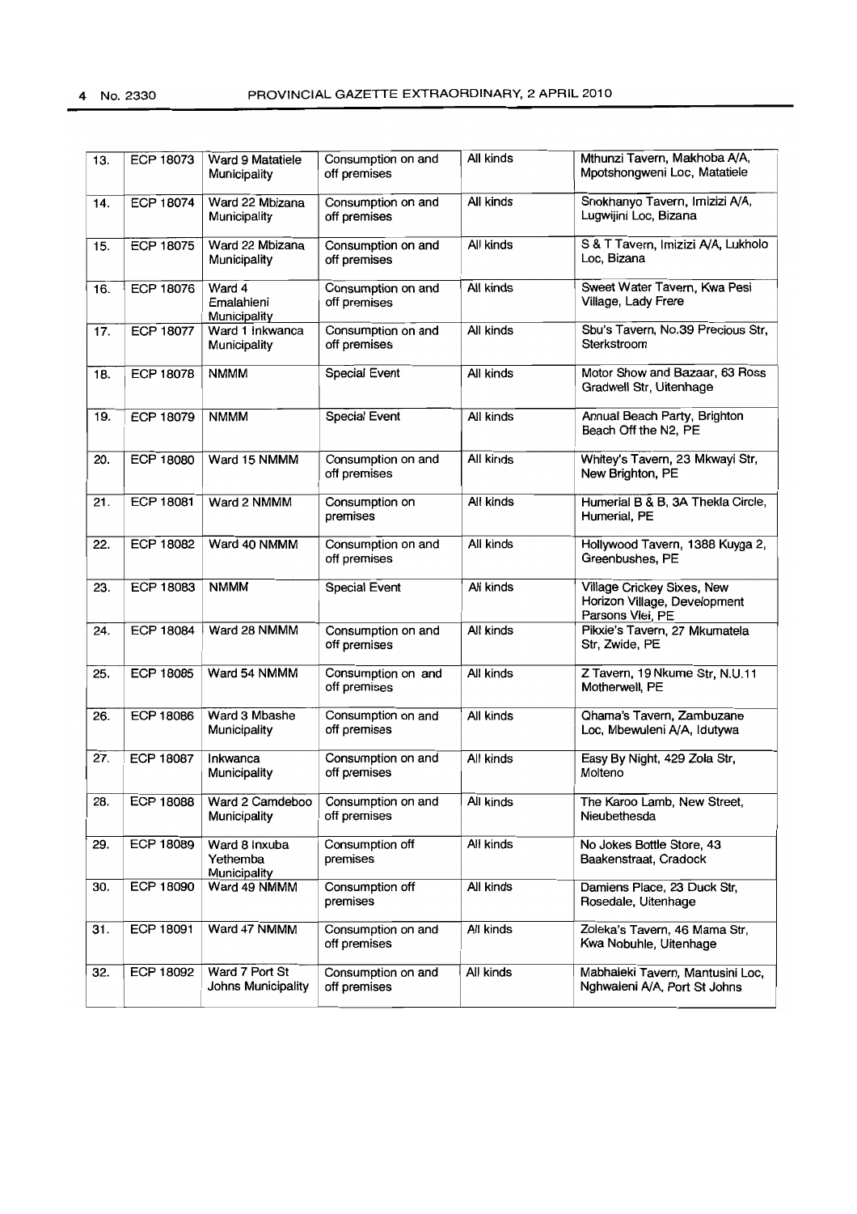| 13. | ECP 18073 | Ward 9 Matatiele Municipality | Consumption on and off premises | All kinds | Mthunzi Tavern, Makhoba A/A, Mpotshongweni Loc, Matatiele |
|---|---|---|---|---|---|
| 14. | ECP 18074 | Ward 22 Mbizana Municipality | Consumption on and off premises | All kinds | Snokhanyo Tavern, Imizizi A/A, Lugwijini Loc, Bizana |
| 15. | ECP 18075 | Ward 22 Mbizana Municipality | Consumption on and off premises | All kinds | S & T Tavern, Imizizi A/A, Lukholo Loc, Bizana |
| 16. | ECP 18076 | Ward 4 Emalahleni Municipality | Consumption on and off premises | All kinds | Sweet Water Tavern, Kwa Pesi Village, Lady Frere |
| 17. | ECP 18077 | Ward 1 Inkwanca Municipality | Consumption on and off premises | All kinds | Sbu's Tavern, No.39 Precious Str, Sterkstroom |
| 18. | ECP 18078 | NMMM | Special Event | All kinds | Motor Show and Bazaar, 63 Ross Gradwell Str, Uitenhage |
| 19. | ECP 18079 | NMMM | Special Event | All kinds | Annual Beach Party, Brighton Beach Off the N2, PE |
| 20. | ECP 18080 | Ward 15 NMMM | Consumption on and off premises | All kinds | Whitey's Tavern, 23 Mkwayi Str, New Brighton, PE |
| 21. | ECP 18081 | Ward 2 NMMM | Consumption on premises | All kinds | Humerial B & B, 3A Thekla Circle, Humerial, PE |
| 22. | ECP 18082 | Ward 40 NMMM | Consumption on and off premises | All kinds | Hollywood Tavern, 1388 Kuyga 2, Greenbushes, PE |
| 23. | ECP 18083 | NMMM | Special Event | All kinds | Village Crickey Sixes, New Horizon Village, Development Parsons Vlei, PE |
| 24. | ECP 18084 | Ward 28 NMMM | Consumption on and off premises | All kinds | Pikkie's Tavern, 27 Mkumatela Str, Zwide, PE |
| 25. | ECP 18085 | Ward 54 NMMM | Consumption on and off premises | All kinds | Z Tavern, 19 Nkume Str, N.U.11 Motherwell, PE |
| 26. | ECP 18086 | Ward 3 Mbashe Municipality | Consumption on and off premises | All kinds | Qhama's Tavern, Zambuzane Loc, Mbewuleni A/A, Idutywa |
| 27. | ECP 18087 | Inkwanca Municipality | Consumption on and off premises | All kinds | Easy By Night, 429 Zola Str, Molteno |
| 28. | ECP 18088 | Ward 2 Camdeboo Municipality | Consumption on and off premises | All kinds | The Karoo Lamb, New Street, Nieubethesda |
| 29. | ECP 18089 | Ward 8 Inxuba Yethemba Municipality | Consumption off premises | All kinds | No Jokes Bottle Store, 43 Baakenstraat, Cradock |
| 30. | ECP 18090 | Ward 49 NMMM | Consumption off premises | All kinds | Damiens Place, 23 Duck Str, Rosedale, Uitenhage |
| 31. | ECP 18091 | Ward 47 NMMM | Consumption on and off premises | All kinds | Zoleka's Tavern, 46 Mama Str, Kwa Nobuhle, Uitenhage |
| 32. | ECP 18092 | Ward 7 Port St Johns Municipality | Consumption on and off premises | All kinds | Mabhaleki Tavern, Mantusini Loc, Nghwaleni A/A, Port St Johns |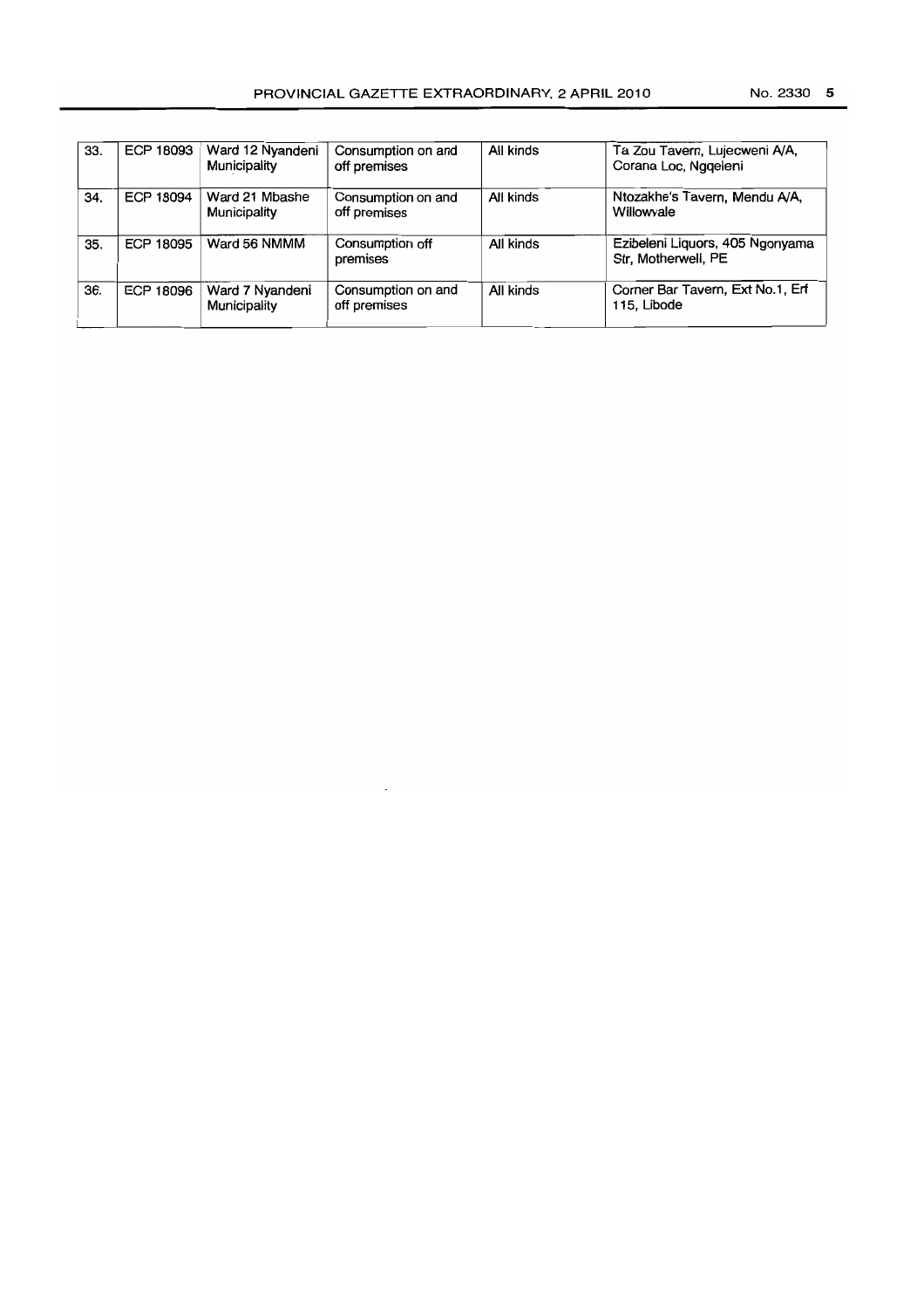| 33. | ECP 18093 | Ward 12 Nyandeni Municipality | Consumption on and off premises | All kinds | Ta Zou Tavern, Lujecweni A/A, Corana Loc, Ngqeleni |
|---|---|---|---|---|---|
| 34. | ECP 18094 | Ward 21 Mbashe Municipality | Consumption on and off premises | All kinds | Ntozakhe's Tavern, Mendu A/A, Willowvale |
| 35. | ECP 18095 | Ward 56 NMMM | Consumption off premises | All kinds | Ezibeleni Liquors, 405 Ngonyama Str, Motherwell, PE |
| 36. | ECP 18096 | Ward 7 Nyandeni Municipality | Consumption on and off premises | All kinds | Corner Bar Tavern, Ext No.1, Erf 115, Libode |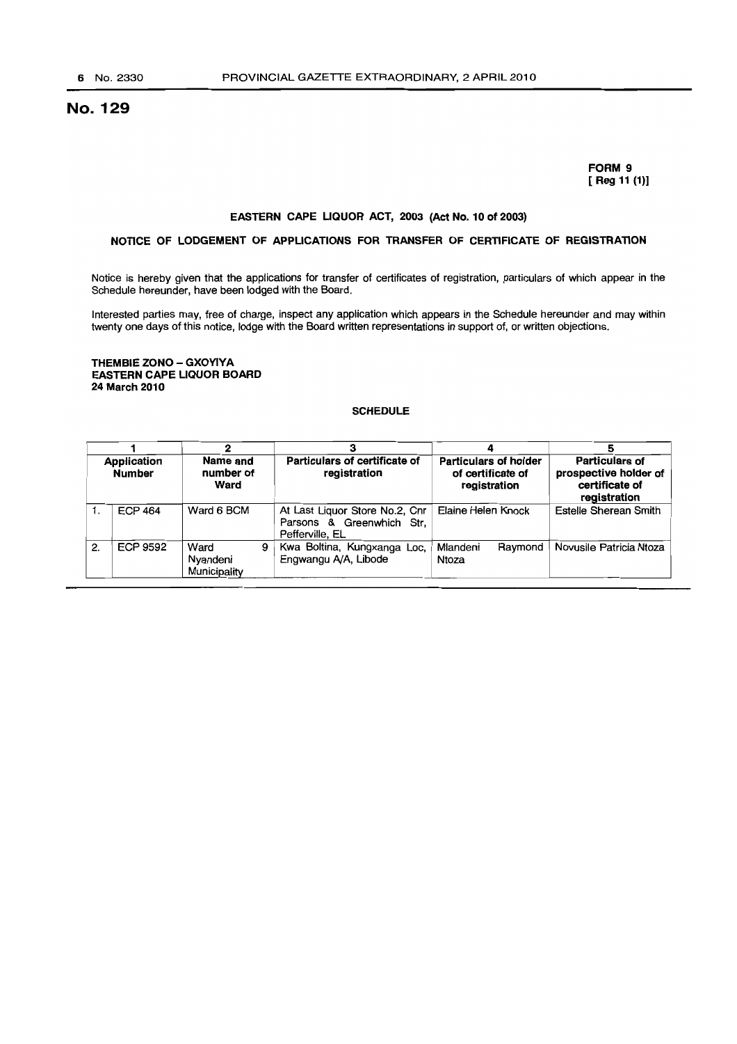## No. 129

**FORM 9**
**[ Reg 11 (1)]**

**EASTERN CAPE LIQUOR ACT, 2003 (Act No. 10 of 2003)**

**NOTICE OF LODGEMENT OF APPLICATIONS FOR TRANSFER OF CERTIFICATE OF REGISTRATION**

Notice is hereby given that the applications for transfer of certificates of registration, particulars of which appear in the Schedule hereunder, have been lodged with the Board.

Interested parties may, free of charge, inspect any application which appears in the Schedule hereunder and may within twenty one days of this notice, lodge with the Board written representations in support of, or written objections.

**THEMBIE ZONO – GXOYIYA**
**EASTERN CAPE LIQUOR BOARD**
**24 March 2010**

**SCHEDULE**

| 1 | | 2 | 3 | 4 | 5 |
|---|---|---|---|---|---|
| **Application Number** | | **Name and number of Ward** | **Particulars of certificate of registration** | **Particulars of holder of certificate of registration** | **Particulars of prospective holder of certificate of registration** |
| 1. | ECP 464 | Ward 6 BCM | At Last Liquor Store No.2, Cnr Parsons & Greenwhich Str, Pefferville, EL | Elaine Helen Knock | Estelle Sherean Smith |
| 2. | ECP 9592 | Ward 9 Nyandeni Municipality | Kwa Boltina, Kungxanga Loc, Engwangu A/A, Libode | Mlandeni Raymond Ntoza | Novusile Patricia Ntoza |